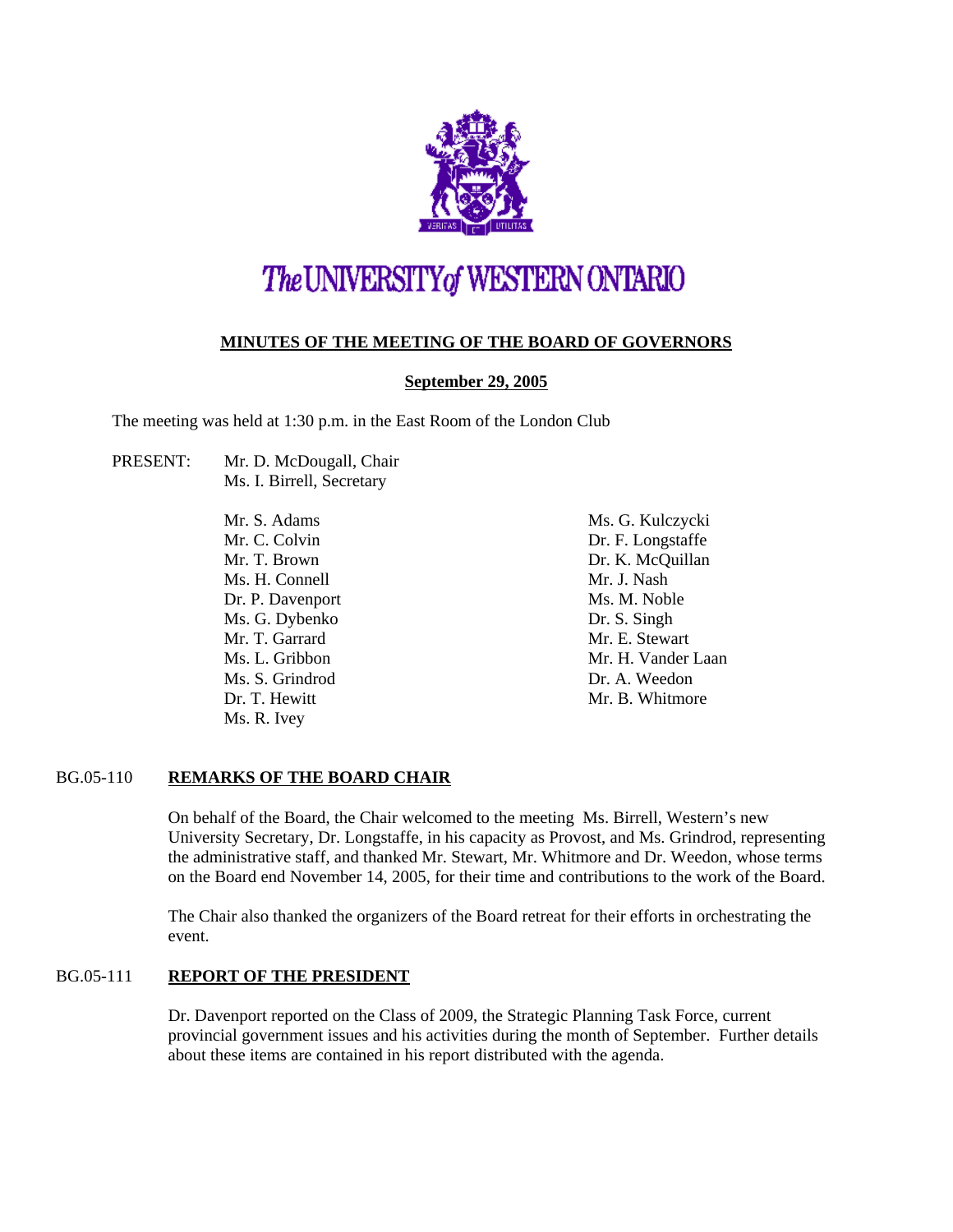# The UNIVERSITY of WESTERN ONTARIO

**MINUTES OF THE MEETING OF THE BOARD OF GOVERNORS**

**September 29, 2005**

The meeting was held at 1:30 p.m. in the East Room of the London Club

PRESENT: Mr. D. McDougall, Chair
Ms. I. Birrell, Secretary

Mr. S. Adams
Mr. C. Colvin
Mr. T. Brown
Ms. H. Connell
Dr. P. Davenport
Ms. G. Dybenko
Mr. T. Garrard
Ms. L. Gribbon
Ms. S. Grindrod
Dr. T. Hewitt
Ms. R. Ivey
Ms. G. Kulczycki
Dr. F. Longstaffe
Dr. K. McQuillan
Mr. J. Nash
Ms. M. Noble
Dr. S. Singh
Mr. E. Stewart
Mr. H. Vander Laan
Dr. A. Weedon
Mr. B. Whitmore

## BG.05-110 REMARKS OF THE BOARD CHAIR

On behalf of the Board, the Chair welcomed to the meeting Ms. Birrell, Western's new University Secretary, Dr. Longstaffe, in his capacity as Provost, and Ms. Grindrod, representing the administrative staff, and thanked Mr. Stewart, Mr. Whitmore and Dr. Weedon, whose terms on the Board end November 14, 2005, for their time and contributions to the work of the Board.

The Chair also thanked the organizers of the Board retreat for their efforts in orchestrating the event.

## BG.05-111 REPORT OF THE PRESIDENT

Dr. Davenport reported on the Class of 2009, the Strategic Planning Task Force, current provincial government issues and his activities during the month of September. Further details about these items are contained in his report distributed with the agenda.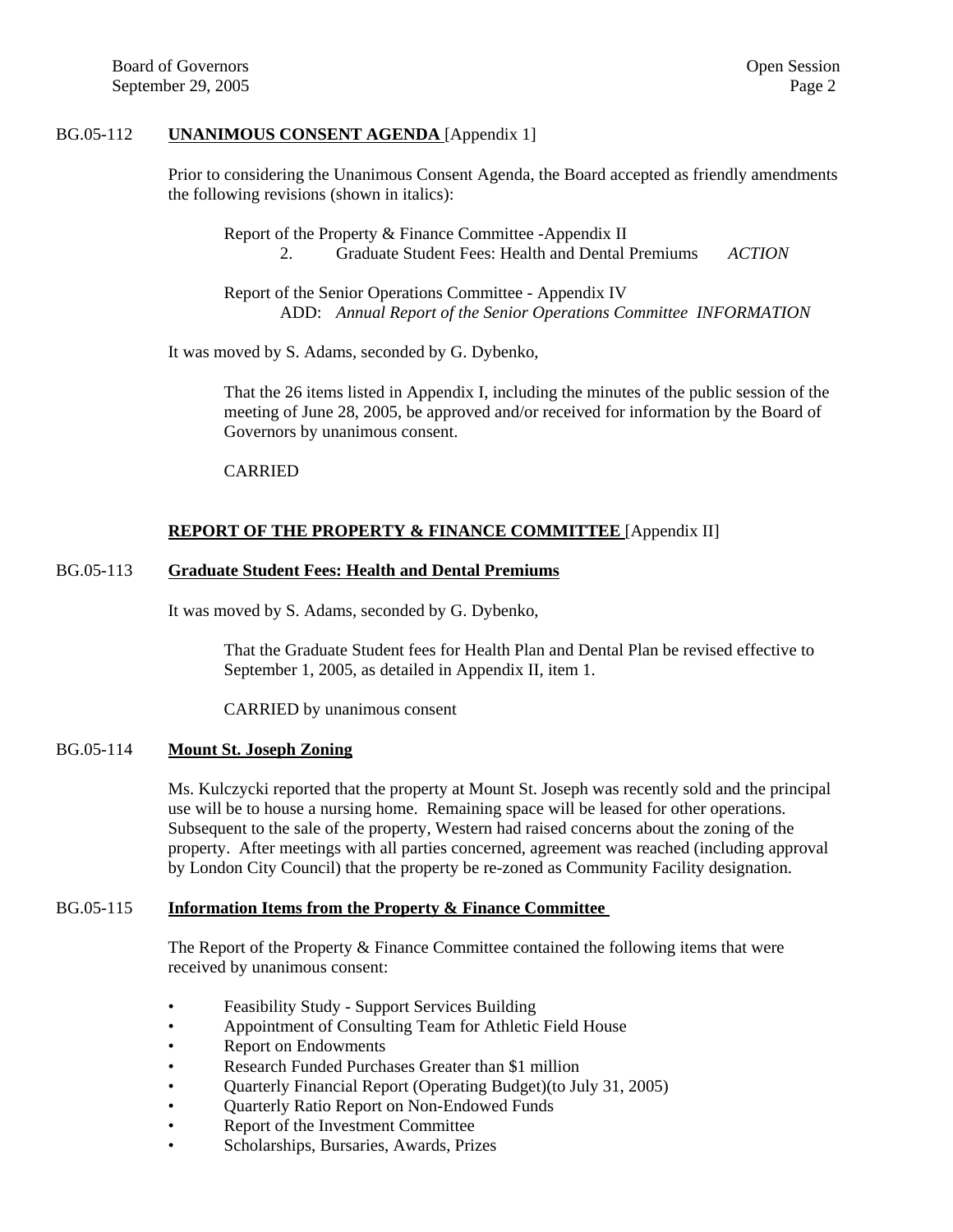BG.05-112 **UNANIMOUS CONSENT AGENDA** [Appendix 1]

Prior to considering the Unanimous Consent Agenda, the Board accepted as friendly amendments the following revisions (shown in italics):

Report of the Property & Finance Committee -Appendix II
2. Graduate Student Fees: Health and Dental Premiums *ACTION*

Report of the Senior Operations Committee - Appendix IV
ADD: *Annual Report of the Senior Operations Committee INFORMATION*

It was moved by S. Adams, seconded by G. Dybenko,

> That the 26 items listed in Appendix I, including the minutes of the public session of the meeting of June 28, 2005, be approved and/or received for information by the Board of Governors by unanimous consent.
>
> CARRIED

**REPORT OF THE PROPERTY & FINANCE COMMITTEE** [Appendix II]

BG.05-113 **Graduate Student Fees: Health and Dental Premiums**

It was moved by S. Adams, seconded by G. Dybenko,

> That the Graduate Student fees for Health Plan and Dental Plan be revised effective to September 1, 2005, as detailed in Appendix II, item 1.
>
> CARRIED by unanimous consent

BG.05-114 **Mount St. Joseph Zoning**

Ms. Kulczycki reported that the property at Mount St. Joseph was recently sold and the principal use will be to house a nursing home. Remaining space will be leased for other operations. Subsequent to the sale of the property, Western had raised concerns about the zoning of the property. After meetings with all parties concerned, agreement was reached (including approval by London City Council) that the property be re-zoned as Community Facility designation.

BG.05-115 **Information Items from the Property & Finance Committee**

The Report of the Property & Finance Committee contained the following items that were received by unanimous consent:

- Feasibility Study - Support Services Building
- Appointment of Consulting Team for Athletic Field House
- Report on Endowments
- Research Funded Purchases Greater than $1 million
- Quarterly Financial Report (Operating Budget)(to July 31, 2005)
- Quarterly Ratio Report on Non-Endowed Funds
- Report of the Investment Committee
- Scholarships, Bursaries, Awards, Prizes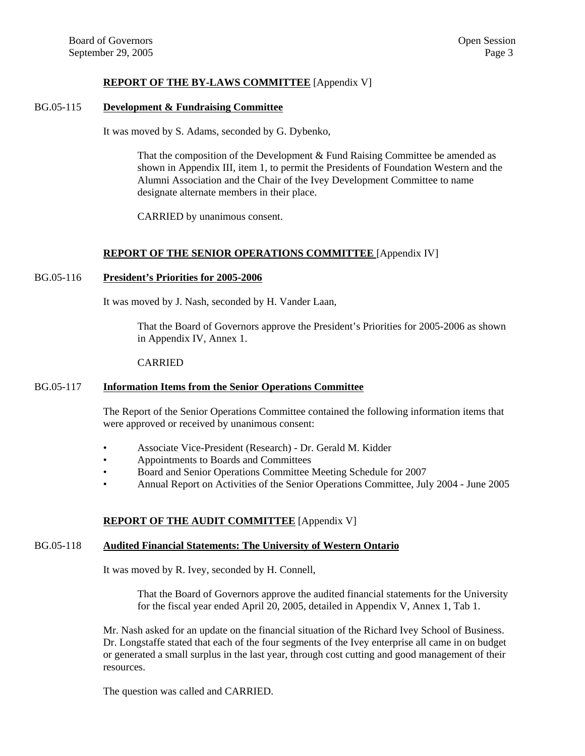**REPORT OF THE BY-LAWS COMMITTEE** [Appendix V]

BG.05-115 **Development & Fundraising Committee**

It was moved by S. Adams, seconded by G. Dybenko,

> That the composition of the Development & Fund Raising Committee be amended as shown in Appendix III, item 1, to permit the Presidents of Foundation Western and the Alumni Association and the Chair of the Ivey Development Committee to name designate alternate members in their place.
>
> CARRIED by unanimous consent.

**REPORT OF THE SENIOR OPERATIONS COMMITTEE** [Appendix IV]

BG.05-116 **President's Priorities for 2005-2006**

It was moved by J. Nash, seconded by H. Vander Laan,

> That the Board of Governors approve the President's Priorities for 2005-2006 as shown in Appendix IV, Annex 1.
>
> CARRIED

BG.05-117 **Information Items from the Senior Operations Committee**

The Report of the Senior Operations Committee contained the following information items that were approved or received by unanimous consent:

- Associate Vice-President (Research) - Dr. Gerald M. Kidder
- Appointments to Boards and Committees
- Board and Senior Operations Committee Meeting Schedule for 2007
- Annual Report on Activities of the Senior Operations Committee, July 2004 - June 2005

**REPORT OF THE AUDIT COMMITTEE** [Appendix V]

BG.05-118 **Audited Financial Statements: The University of Western Ontario**

It was moved by R. Ivey, seconded by H. Connell,

> That the Board of Governors approve the audited financial statements for the University for the fiscal year ended April 20, 2005, detailed in Appendix V, Annex 1, Tab 1.

Mr. Nash asked for an update on the financial situation of the Richard Ivey School of Business. Dr. Longstaffe stated that each of the four segments of the Ivey enterprise all came in on budget or generated a small surplus in the last year, through cost cutting and good management of their resources.

The question was called and CARRIED.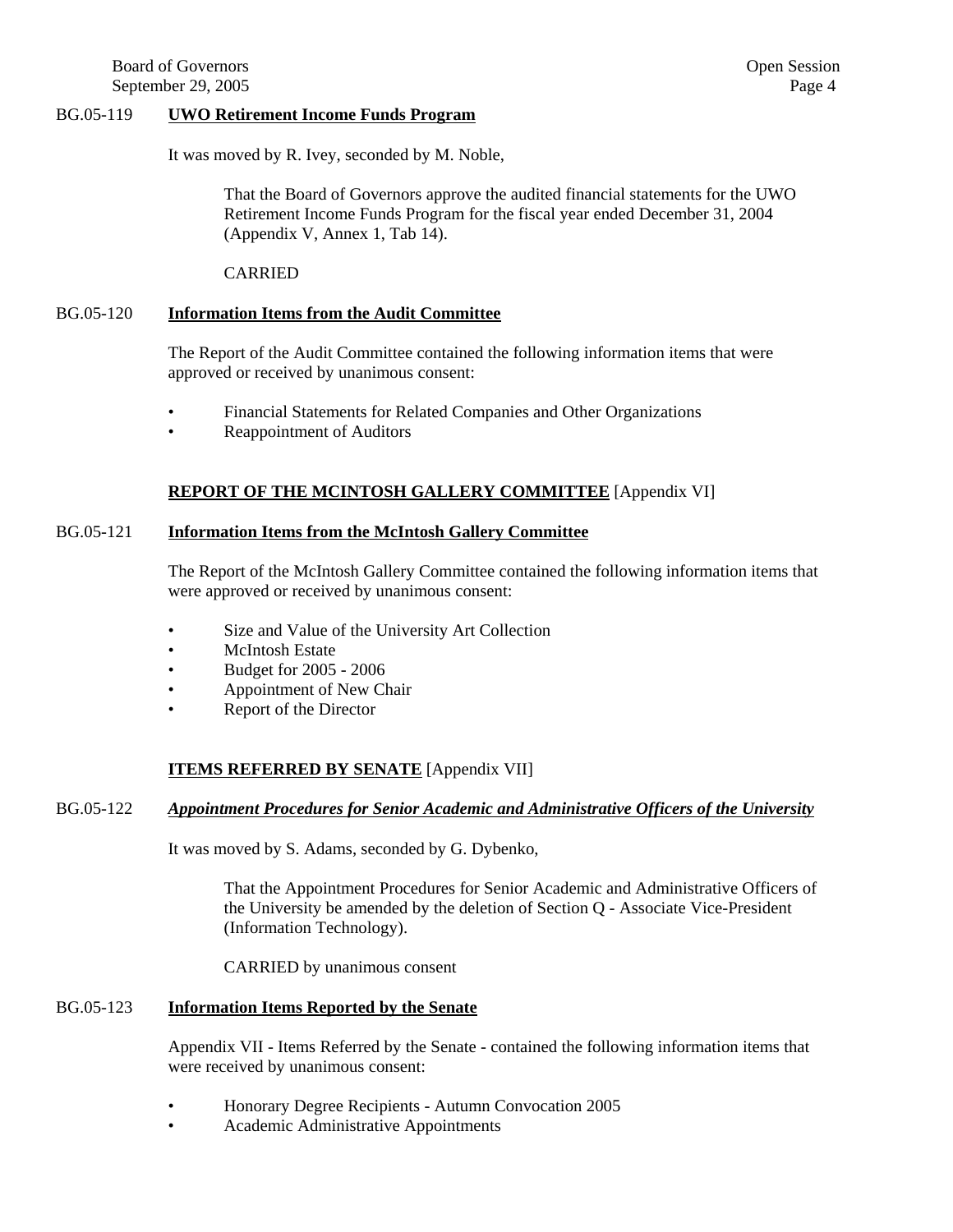BG.05-119 **UWO Retirement Income Funds Program**

It was moved by R. Ivey, seconded by M. Noble,

> That the Board of Governors approve the audited financial statements for the UWO Retirement Income Funds Program for the fiscal year ended December 31, 2004 (Appendix V, Annex 1, Tab 14).
>
> CARRIED

BG.05-120 **Information Items from the Audit Committee**

The Report of the Audit Committee contained the following information items that were approved or received by unanimous consent:

- Financial Statements for Related Companies and Other Organizations
- Reappointment of Auditors

## REPORT OF THE MCINTOSH GALLERY COMMITTEE [Appendix VI]

BG.05-121 **Information Items from the McIntosh Gallery Committee**

The Report of the McIntosh Gallery Committee contained the following information items that were approved or received by unanimous consent:

- Size and Value of the University Art Collection
- McIntosh Estate
- Budget for 2005 - 2006
- Appointment of New Chair
- Report of the Director

## ITEMS REFERRED BY SENATE [Appendix VII]

BG.05-122 ***Appointment Procedures for Senior Academic and Administrative Officers of the University***

It was moved by S. Adams, seconded by G. Dybenko,

> That the Appointment Procedures for Senior Academic and Administrative Officers of the University be amended by the deletion of Section Q - Associate Vice-President (Information Technology).
>
> CARRIED by unanimous consent

BG.05-123 **Information Items Reported by the Senate**

Appendix VII - Items Referred by the Senate - contained the following information items that were received by unanimous consent:

- Honorary Degree Recipients - Autumn Convocation 2005
- Academic Administrative Appointments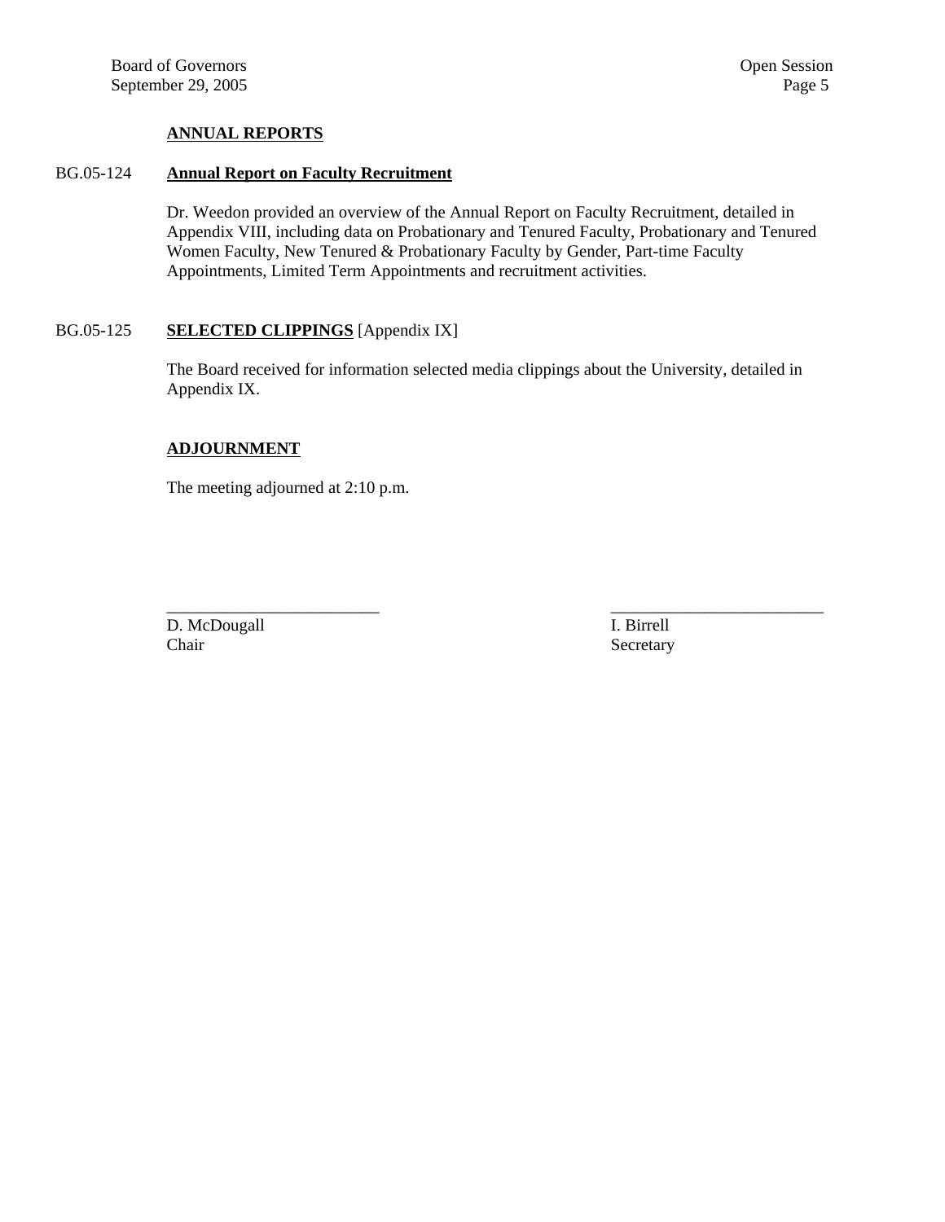## ANNUAL REPORTS

BG.05-124 **Annual Report on Faculty Recruitment**

Dr. Weedon provided an overview of the Annual Report on Faculty Recruitment, detailed in Appendix VIII, including data on Probationary and Tenured Faculty, Probationary and Tenured Women Faculty, New Tenured & Probationary Faculty by Gender, Part-time Faculty Appointments, Limited Term Appointments and recruitment activities.

BG.05-125 **SELECTED CLIPPINGS** [Appendix IX]

The Board received for information selected media clippings about the University, detailed in Appendix IX.

## ADJOURNMENT

The meeting adjourned at 2:10 p.m.

_________________________
D. McDougall
Chair

_________________________
I. Birrell
Secretary